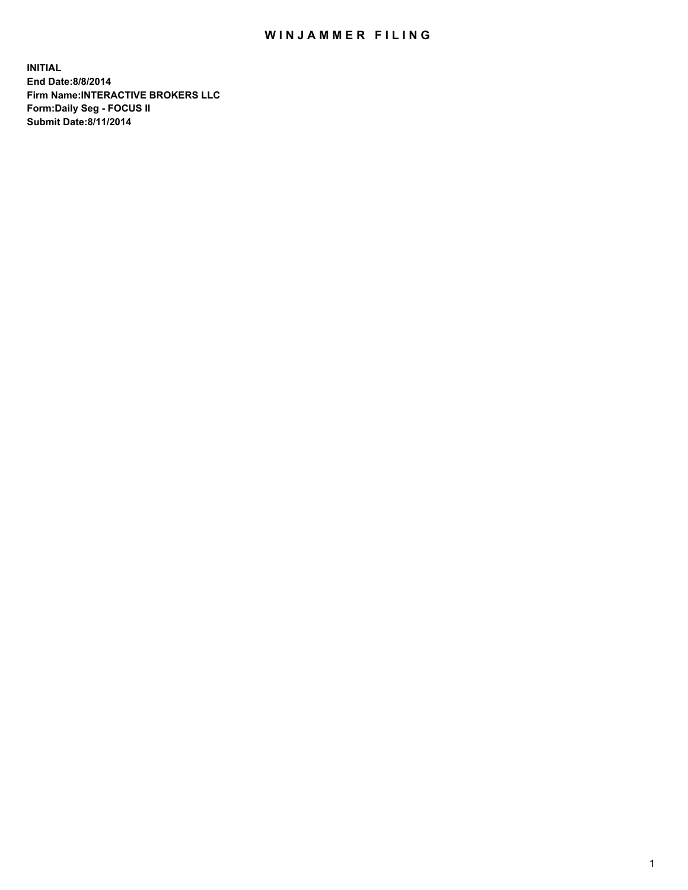# WINJAMMER FILING

**INITIAL**
**End Date:8/8/2014**
**Firm Name:INTERACTIVE BROKERS LLC**
**Form:Daily Seg - FOCUS II**
**Submit Date:8/11/2014**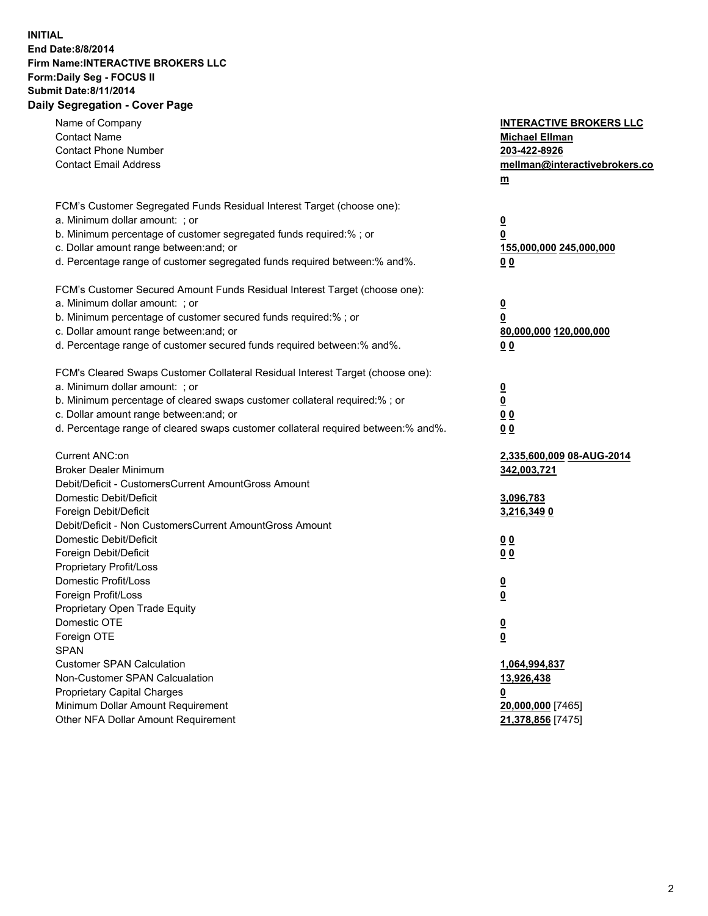**INITIAL**
**End Date:8/8/2014**
**Firm Name:INTERACTIVE BROKERS LLC**
**Form:Daily Seg - FOCUS II**
**Submit Date:8/11/2014**
**Daily Segregation - Cover Page**

| | |
|---|---|
| Name of Company | **INTERACTIVE BROKERS LLC** |
| Contact Name | **Michael Ellman** |
| Contact Phone Number | **203-422-8926** |
| Contact Email Address | **mellman@interactivebrokers.com** |
| | |
| FCM's Customer Segregated Funds Residual Interest Target (choose one): | |
| a. Minimum dollar amount: ; or | **0** |
| b. Minimum percentage of customer segregated funds required:% ; or | **0** |
| c. Dollar amount range between:and; or | **155,000,000 245,000,000** |
| d. Percentage range of customer segregated funds required between:% and%. | **0 0** |
| | |
| FCM's Customer Secured Amount Funds Residual Interest Target (choose one): | |
| a. Minimum dollar amount: ; or | **0** |
| b. Minimum percentage of customer secured funds required:% ; or | **0** |
| c. Dollar amount range between:and; or | **80,000,000 120,000,000** |
| d. Percentage range of customer secured funds required between:% and%. | **0 0** |
| | |
| FCM's Cleared Swaps Customer Collateral Residual Interest Target (choose one): | |
| a. Minimum dollar amount: ; or | **0** |
| b. Minimum percentage of cleared swaps customer collateral required:% ; or | **0** |
| c. Dollar amount range between:and; or | **0 0** |
| d. Percentage range of cleared swaps customer collateral required between:% and%. | **0 0** |
| | |
| Current ANC:on | **2,335,600,009 08-AUG-2014** |
| Broker Dealer Minimum | **342,003,721** |
| Debit/Deficit - CustomersCurrent AmountGross Amount | |
| Domestic Debit/Deficit | **3,096,783** |
| Foreign Debit/Deficit | **3,216,349 0** |
| Debit/Deficit - Non CustomersCurrent AmountGross Amount | |
| Domestic Debit/Deficit | **0 0** |
| Foreign Debit/Deficit | **0 0** |
| Proprietary Profit/Loss | |
| Domestic Profit/Loss | **0** |
| Foreign Profit/Loss | **0** |
| Proprietary Open Trade Equity | |
| Domestic OTE | **0** |
| Foreign OTE | **0** |
| SPAN | |
| Customer SPAN Calculation | **1,064,994,837** |
| Non-Customer SPAN Calcualation | **13,926,438** |
| Proprietary Capital Charges | **0** |
| Minimum Dollar Amount Requirement | **20,000,000** [7465] |
| Other NFA Dollar Amount Requirement | **21,378,856** [7475] |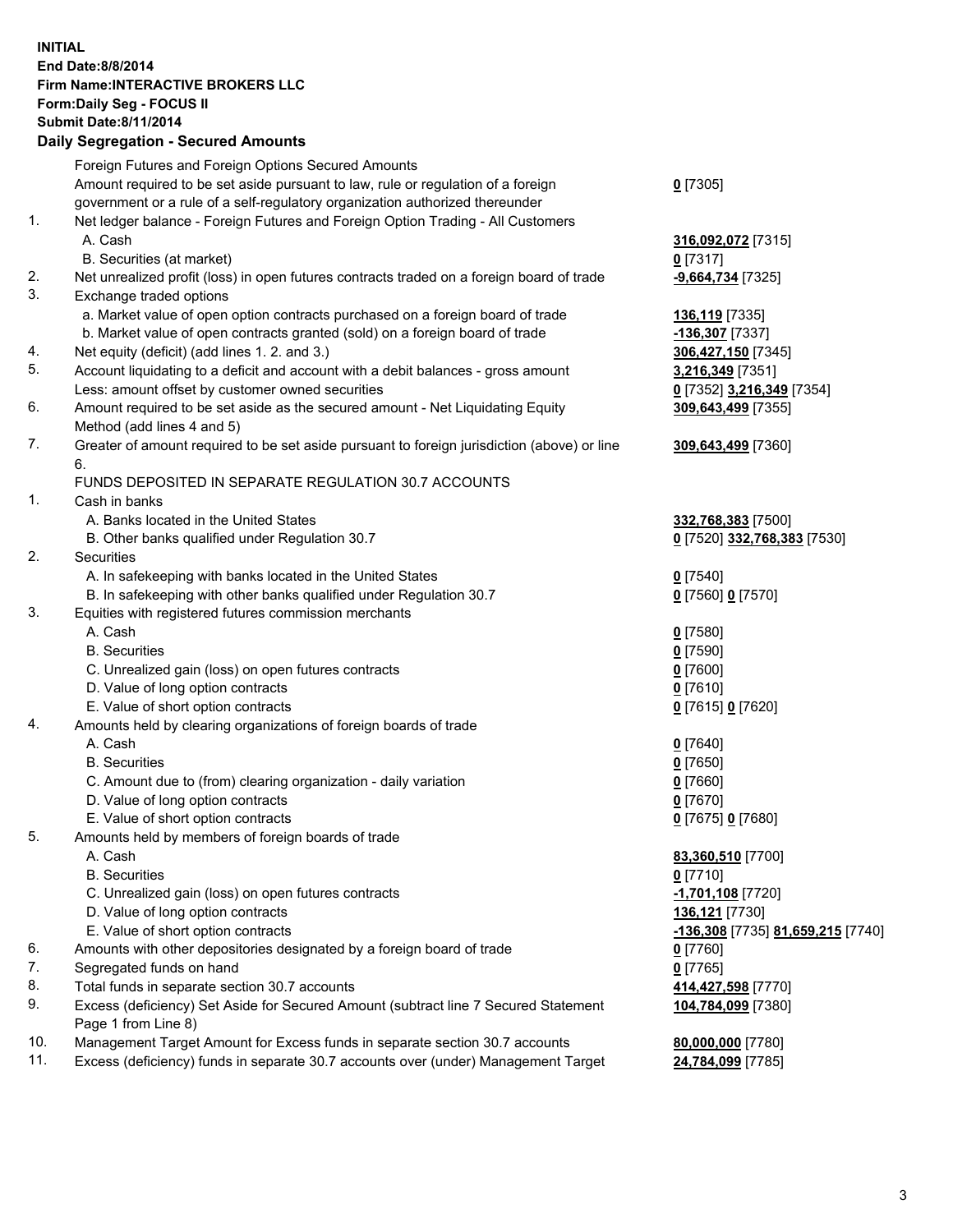**INITIAL**
**End Date:8/8/2014**
**Firm Name:INTERACTIVE BROKERS LLC**
**Form:Daily Seg - FOCUS II**
**Submit Date:8/11/2014**

## Daily Segregation - Secured Amounts

| | | |
|---|---|---|
| | Foreign Futures and Foreign Options Secured Amounts | |
| | Amount required to be set aside pursuant to law, rule or regulation of a foreign government or a rule of a self-regulatory organization authorized thereunder | **0** [7305] |
| 1. | Net ledger balance - Foreign Futures and Foreign Option Trading - All Customers | |
| | A. Cash | **316,092,072** [7315] |
| | B. Securities (at market) | **0** [7317] |
| 2. | Net unrealized profit (loss) in open futures contracts traded on a foreign board of trade | **-9,664,734** [7325] |
| 3. | Exchange traded options | |
| | a. Market value of open option contracts purchased on a foreign board of trade | **136,119** [7335] |
| | b. Market value of open contracts granted (sold) on a foreign board of trade | **-136,307** [7337] |
| 4. | Net equity (deficit) (add lines 1. 2. and 3.) | **306,427,150** [7345] |
| 5. | Account liquidating to a deficit and account with a debit balances - gross amount | **3,216,349** [7351] |
| | Less: amount offset by customer owned securities | **0** [7352] **3,216,349** [7354] |
| 6. | Amount required to be set aside as the secured amount - Net Liquidating Equity Method (add lines 4 and 5) | **309,643,499** [7355] |
| 7. | Greater of amount required to be set aside pursuant to foreign jurisdiction (above) or line 6. | **309,643,499** [7360] |
| | FUNDS DEPOSITED IN SEPARATE REGULATION 30.7 ACCOUNTS | |
| 1. | Cash in banks | |
| | A. Banks located in the United States | **332,768,383** [7500] |
| | B. Other banks qualified under Regulation 30.7 | **0** [7520] **332,768,383** [7530] |
| 2. | Securities | |
| | A. In safekeeping with banks located in the United States | **0** [7540] |
| | B. In safekeeping with other banks qualified under Regulation 30.7 | **0** [7560] **0** [7570] |
| 3. | Equities with registered futures commission merchants | |
| | A. Cash | **0** [7580] |
| | B. Securities | **0** [7590] |
| | C. Unrealized gain (loss) on open futures contracts | **0** [7600] |
| | D. Value of long option contracts | **0** [7610] |
| | E. Value of short option contracts | **0** [7615] **0** [7620] |
| 4. | Amounts held by clearing organizations of foreign boards of trade | |
| | A. Cash | **0** [7640] |
| | B. Securities | **0** [7650] |
| | C. Amount due to (from) clearing organization - daily variation | **0** [7660] |
| | D. Value of long option contracts | **0** [7670] |
| | E. Value of short option contracts | **0** [7675] **0** [7680] |
| 5. | Amounts held by members of foreign boards of trade | |
| | A. Cash | **83,360,510** [7700] |
| | B. Securities | **0** [7710] |
| | C. Unrealized gain (loss) on open futures contracts | **-1,701,108** [7720] |
| | D. Value of long option contracts | **136,121** [7730] |
| | E. Value of short option contracts | **-136,308** [7735] **81,659,215** [7740] |
| 6. | Amounts with other depositories designated by a foreign board of trade | **0** [7760] |
| 7. | Segregated funds on hand | **0** [7765] |
| 8. | Total funds in separate section 30.7 accounts | **414,427,598** [7770] |
| 9. | Excess (deficiency) Set Aside for Secured Amount (subtract line 7 Secured Statement Page 1 from Line 8) | **104,784,099** [7380] |
| 10. | Management Target Amount for Excess funds in separate section 30.7 accounts | **80,000,000** [7780] |
| 11. | Excess (deficiency) funds in separate 30.7 accounts over (under) Management Target | **24,784,099** [7785] |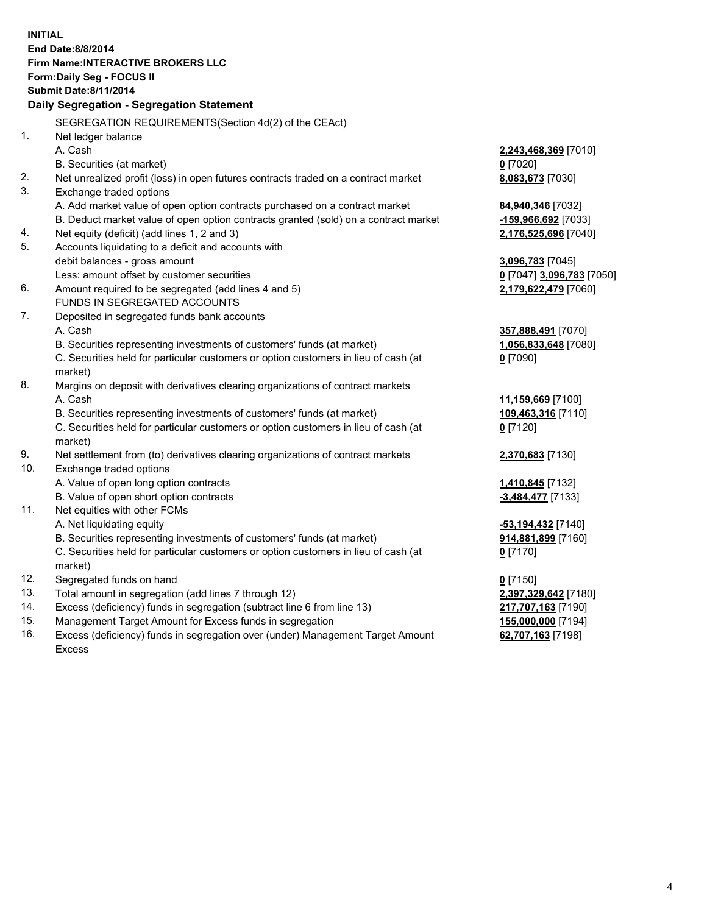**INITIAL**
**End Date:8/8/2014**
**Firm Name:INTERACTIVE BROKERS LLC**
**Form:Daily Seg - FOCUS II**
**Submit Date:8/11/2014**

**Daily Segregation - Segregation Statement**

| | | |
|---|---|---|
| | SEGREGATION REQUIREMENTS(Section 4d(2) of the CEAct) | |
| 1. | Net ledger balance | |
| | A. Cash | **2,243,468,369** [7010] |
| | B. Securities (at market) | **0** [7020] |
| 2. | Net unrealized profit (loss) in open futures contracts traded on a contract market | **8,083,673** [7030] |
| 3. | Exchange traded options | |
| | A. Add market value of open option contracts purchased on a contract market | **84,940,346** [7032] |
| | B. Deduct market value of open option contracts granted (sold) on a contract market | **-159,966,692** [7033] |
| 4. | Net equity (deficit) (add lines 1, 2 and 3) | **2,176,525,696** [7040] |
| 5. | Accounts liquidating to a deficit and accounts with debit balances - gross amount | **3,096,783** [7045] |
| | Less: amount offset by customer securities | **0** [7047] **3,096,783** [7050] |
| 6. | Amount required to be segregated (add lines 4 and 5) | **2,179,622,479** [7060] |
| | FUNDS IN SEGREGATED ACCOUNTS | |
| 7. | Deposited in segregated funds bank accounts | |
| | A. Cash | **357,888,491** [7070] |
| | B. Securities representing investments of customers' funds (at market) | **1,056,833,648** [7080] |
| | C. Securities held for particular customers or option customers in lieu of cash (at market) | **0** [7090] |
| 8. | Margins on deposit with derivatives clearing organizations of contract markets | |
| | A. Cash | **11,159,669** [7100] |
| | B. Securities representing investments of customers' funds (at market) | **109,463,316** [7110] |
| | C. Securities held for particular customers or option customers in lieu of cash (at market) | **0** [7120] |
| 9. | Net settlement from (to) derivatives clearing organizations of contract markets | **2,370,683** [7130] |
| 10. | Exchange traded options | |
| | A. Value of open long option contracts | **1,410,845** [7132] |
| | B. Value of open short option contracts | **-3,484,477** [7133] |
| 11. | Net equities with other FCMs | |
| | A. Net liquidating equity | **-53,194,432** [7140] |
| | B. Securities representing investments of customers' funds (at market) | **914,881,899** [7160] |
| | C. Securities held for particular customers or option customers in lieu of cash (at market) | **0** [7170] |
| 12. | Segregated funds on hand | **0** [7150] |
| 13. | Total amount in segregation (add lines 7 through 12) | **2,397,329,642** [7180] |
| 14. | Excess (deficiency) funds in segregation (subtract line 6 from line 13) | **217,707,163** [7190] |
| 15. | Management Target Amount for Excess funds in segregation | **155,000,000** [7194] |
| 16. | Excess (deficiency) funds in segregation over (under) Management Target Amount Excess | **62,707,163** [7198] |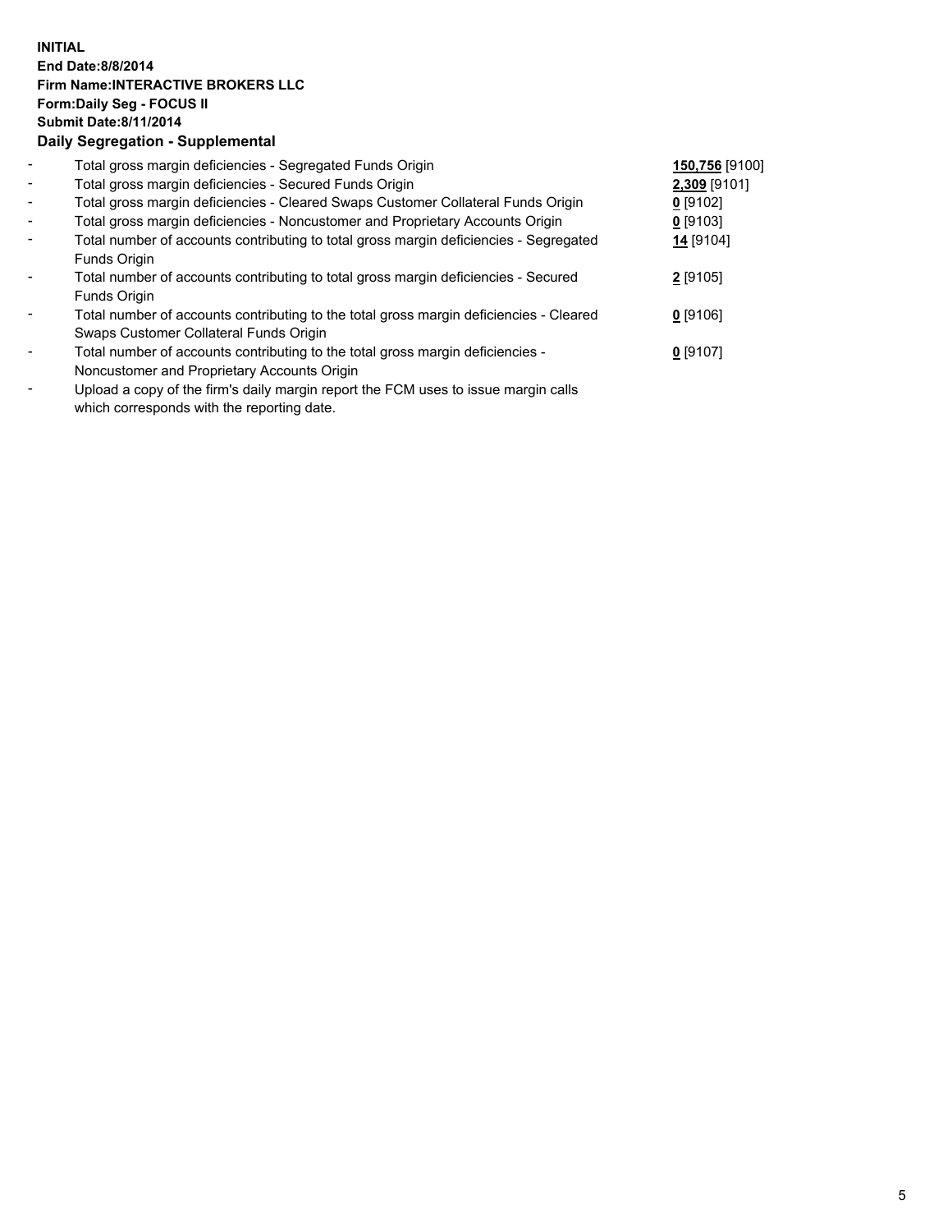**INITIAL**
**End Date:8/8/2014**
**Firm Name:INTERACTIVE BROKERS LLC**
**Form:Daily Seg - FOCUS II**
**Submit Date:8/11/2014**

## Daily Segregation - Supplemental

| | | |
|---|---|---|
| - | Total gross margin deficiencies - Segregated Funds Origin | **150,756** [9100] |
| - | Total gross margin deficiencies - Secured Funds Origin | **2,309** [9101] |
| - | Total gross margin deficiencies - Cleared Swaps Customer Collateral Funds Origin | **0** [9102] |
| - | Total gross margin deficiencies - Noncustomer and Proprietary Accounts Origin | **0** [9103] |
| - | Total number of accounts contributing to total gross margin deficiencies - Segregated Funds Origin | **14** [9104] |
| - | Total number of accounts contributing to total gross margin deficiencies - Secured Funds Origin | **2** [9105] |
| - | Total number of accounts contributing to the total gross margin deficiencies - Cleared Swaps Customer Collateral Funds Origin | **0** [9106] |
| - | Total number of accounts contributing to the total gross margin deficiencies - Noncustomer and Proprietary Accounts Origin | **0** [9107] |
| - | Upload a copy of the firm's daily margin report the FCM uses to issue margin calls which corresponds with the reporting date. | |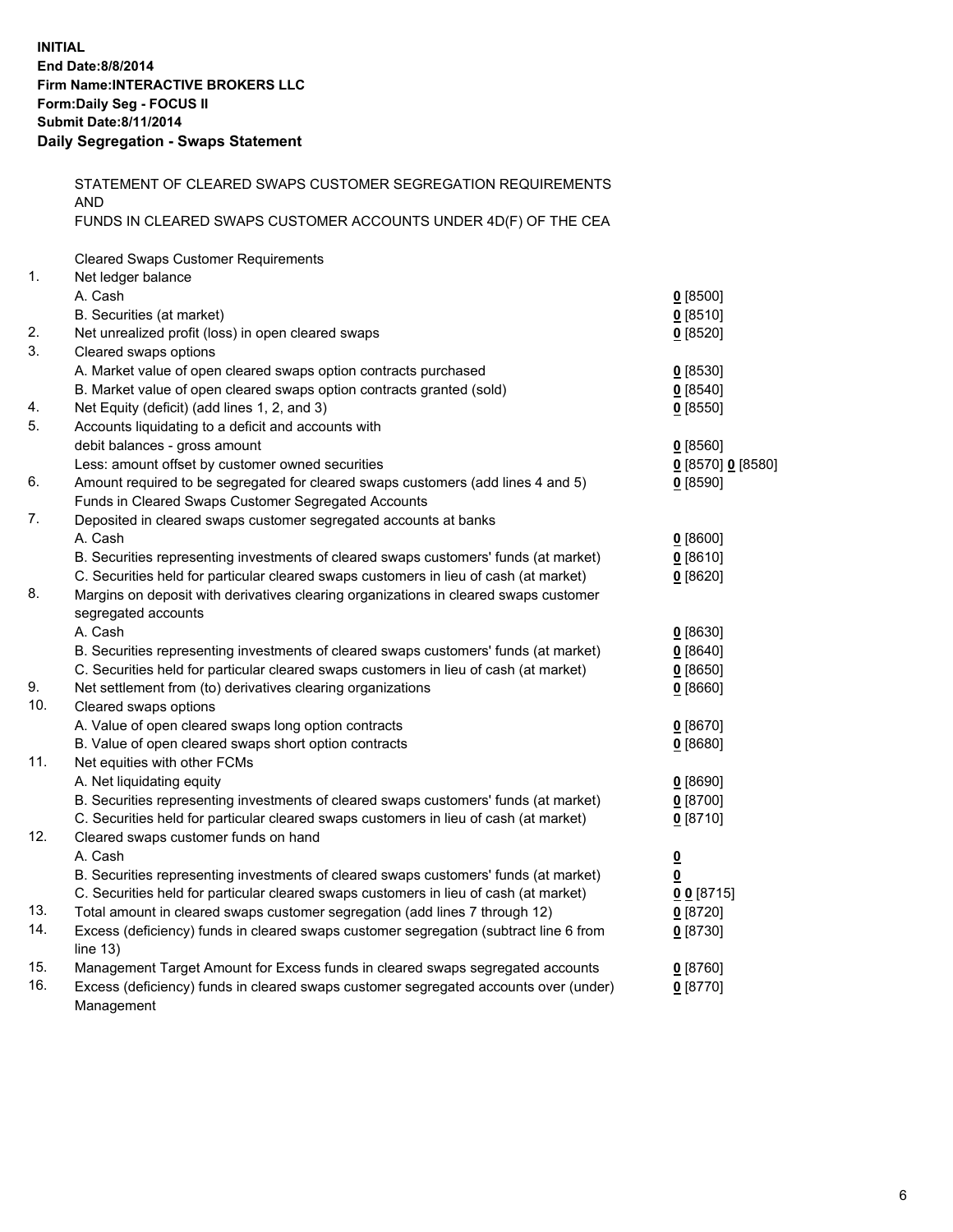**INITIAL**
**End Date:8/8/2014**
**Firm Name:INTERACTIVE BROKERS LLC**
**Form:Daily Seg - FOCUS II**
**Submit Date:8/11/2014**
**Daily Segregation - Swaps Statement**

STATEMENT OF CLEARED SWAPS CUSTOMER SEGREGATION REQUIREMENTS AND FUNDS IN CLEARED SWAPS CUSTOMER ACCOUNTS UNDER 4D(F) OF THE CEA

| | | |
|---|---|---|
| | Cleared Swaps Customer Requirements | |
| 1. | Net ledger balance | |
| | A. Cash | 0 [8500] |
| | B. Securities (at market) | 0 [8510] |
| 2. | Net unrealized profit (loss) in open cleared swaps | 0 [8520] |
| 3. | Cleared swaps options | |
| | A. Market value of open cleared swaps option contracts purchased | 0 [8530] |
| | B. Market value of open cleared swaps option contracts granted (sold) | 0 [8540] |
| 4. | Net Equity (deficit) (add lines 1, 2, and 3) | 0 [8550] |
| 5. | Accounts liquidating to a deficit and accounts with debit balances - gross amount | 0 [8560] |
| | Less: amount offset by customer owned securities | 0 [8570] 0 [8580] |
| 6. | Amount required to be segregated for cleared swaps customers (add lines 4 and 5) | 0 [8590] |
| | Funds in Cleared Swaps Customer Segregated Accounts | |
| 7. | Deposited in cleared swaps customer segregated accounts at banks | |
| | A. Cash | 0 [8600] |
| | B. Securities representing investments of cleared swaps customers' funds (at market) | 0 [8610] |
| | C. Securities held for particular cleared swaps customers in lieu of cash (at market) | 0 [8620] |
| 8. | Margins on deposit with derivatives clearing organizations in cleared swaps customer segregated accounts | |
| | A. Cash | 0 [8630] |
| | B. Securities representing investments of cleared swaps customers' funds (at market) | 0 [8640] |
| | C. Securities held for particular cleared swaps customers in lieu of cash (at market) | 0 [8650] |
| 9. | Net settlement from (to) derivatives clearing organizations | 0 [8660] |
| 10. | Cleared swaps options | |
| | A. Value of open cleared swaps long option contracts | 0 [8670] |
| | B. Value of open cleared swaps short option contracts | 0 [8680] |
| 11. | Net equities with other FCMs | |
| | A. Net liquidating equity | 0 [8690] |
| | B. Securities representing investments of cleared swaps customers' funds (at market) | 0 [8700] |
| | C. Securities held for particular cleared swaps customers in lieu of cash (at market) | 0 [8710] |
| 12. | Cleared swaps customer funds on hand | |
| | A. Cash | 0 |
| | B. Securities representing investments of cleared swaps customers' funds (at market) | 0 |
| | C. Securities held for particular cleared swaps customers in lieu of cash (at market) | 0 0 [8715] |
| 13. | Total amount in cleared swaps customer segregation (add lines 7 through 12) | 0 [8720] |
| 14. | Excess (deficiency) funds in cleared swaps customer segregation (subtract line 6 from line 13) | 0 [8730] |
| 15. | Management Target Amount for Excess funds in cleared swaps segregated accounts | 0 [8760] |
| 16. | Excess (deficiency) funds in cleared swaps customer segregated accounts over (under) Management | 0 [8770] |